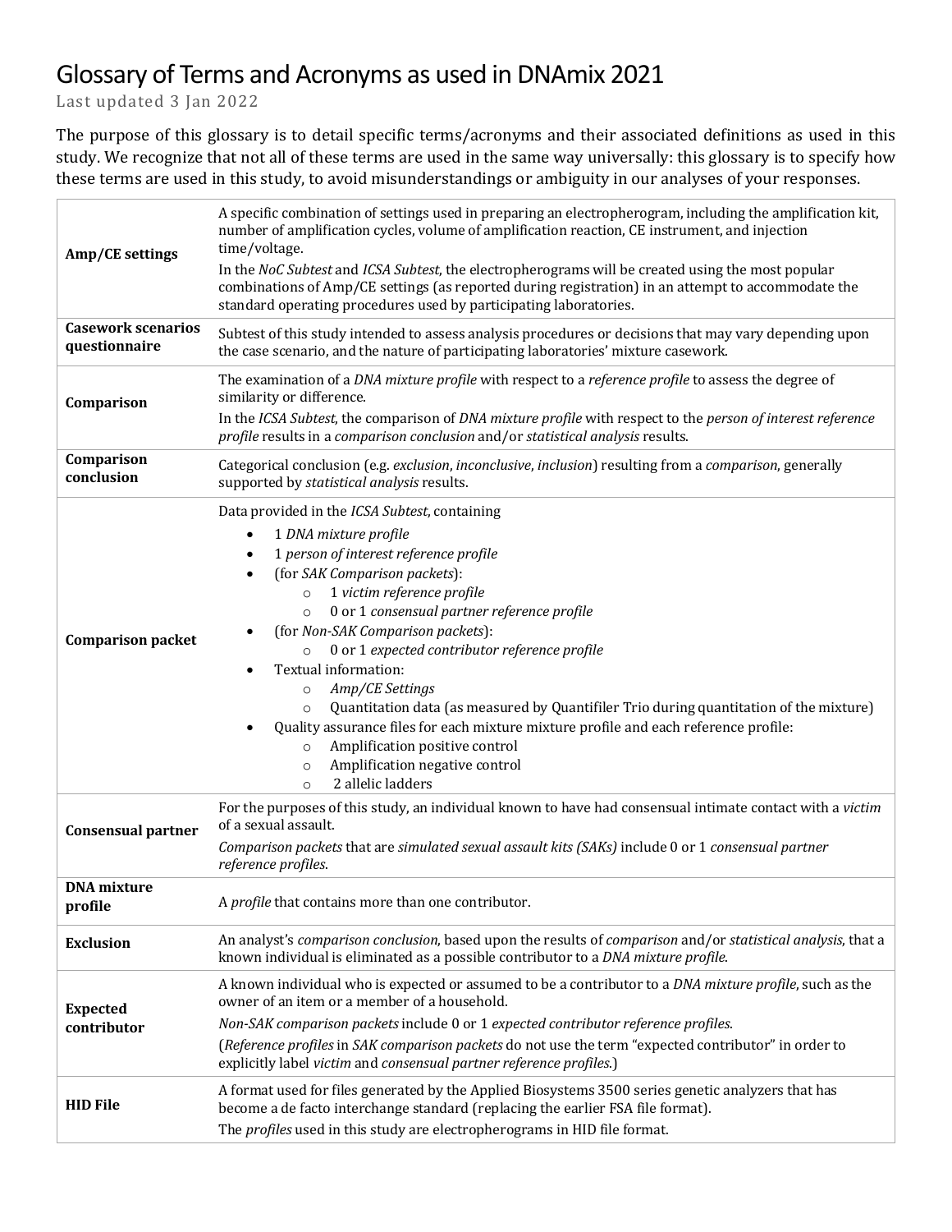# Glossary of Terms and Acronyms as used in DNAmix 2021

Last updated 3 Jan 2022

The purpose of this glossary is to detail specific terms/acronyms and their associated definitions as used in this study. We recognize that not all of these terms are used in the same way universally: this glossary is to specify how these terms are used in this study, to avoid misunderstandings or ambiguity in our analyses of your responses.

| Term | Definition |
|---|---|
| **Amp/CE settings** | A specific combination of settings used in preparing an electropherogram, including the amplification kit, number of amplification cycles, volume of amplification reaction, CE instrument, and injection time/voltage.<br>In the *NoC Subtest* and *ICSA Subtest*, the electropherograms will be created using the most popular combinations of Amp/CE settings (as reported during registration) in an attempt to accommodate the standard operating procedures used by participating laboratories. |
| **Casework scenarios questionnaire** | Subtest of this study intended to assess analysis procedures or decisions that may vary depending upon the case scenario, and the nature of participating laboratories' mixture casework. |
| **Comparison** | The examination of a *DNA mixture profile* with respect to a *reference profile* to assess the degree of similarity or difference.<br>In the *ICSA Subtest*, the comparison of *DNA mixture profile* with respect to the *person of interest reference profile* results in a *comparison conclusion* and/or *statistical analysis* results. |
| **Comparison conclusion** | Categorical conclusion (e.g. *exclusion*, *inconclusive*, *inclusion*) resulting from a *comparison*, generally supported by *statistical analysis* results. |
| **Comparison packet** | Data provided in the *ICSA Subtest*, containing<br>• 1 *DNA mixture profile*<br>• 1 *person of interest reference profile*<br>• (for *SAK Comparison packets*):<br>  ○ 1 *victim reference profile*<br>  ○ 0 or 1 *consensual partner reference profile*<br>• (for *Non-SAK Comparison packets*):<br>  ○ 0 or 1 *expected contributor reference profile*<br>• Textual information:<br>  ○ *Amp/CE Settings*<br>  ○ Quantitation data (as measured by Quantifiler Trio during quantitation of the mixture)<br>• Quality assurance files for each mixture mixture profile and each reference profile:<br>  ○ Amplification positive control<br>  ○ Amplification negative control<br>  ○ 2 allelic ladders |
| **Consensual partner** | For the purposes of this study, an individual known to have had consensual intimate contact with a *victim* of a sexual assault.<br>*Comparison packets* that are *simulated sexual assault kits (SAKs)* include 0 or 1 *consensual partner reference profiles*. |
| **DNA mixture profile** | A *profile* that contains more than one contributor. |
| **Exclusion** | An analyst's *comparison conclusion*, based upon the results of *comparison* and/or *statistical analysis*, that a known individual is eliminated as a possible contributor to a *DNA mixture profile*. |
| **Expected contributor** | A known individual who is expected or assumed to be a contributor to a *DNA mixture profile*, such as the owner of an item or a member of a household.<br>*Non-SAK comparison packets* include 0 or 1 *expected contributor reference profiles*.<br>(*Reference profiles* in *SAK comparison packets* do not use the term "expected contributor" in order to explicitly label *victim* and *consensual partner reference profiles*.) |
| **HID File** | A format used for files generated by the Applied Biosystems 3500 series genetic analyzers that has become a de facto interchange standard (replacing the earlier FSA file format).<br>The *profiles* used in this study are electropherograms in HID file format. |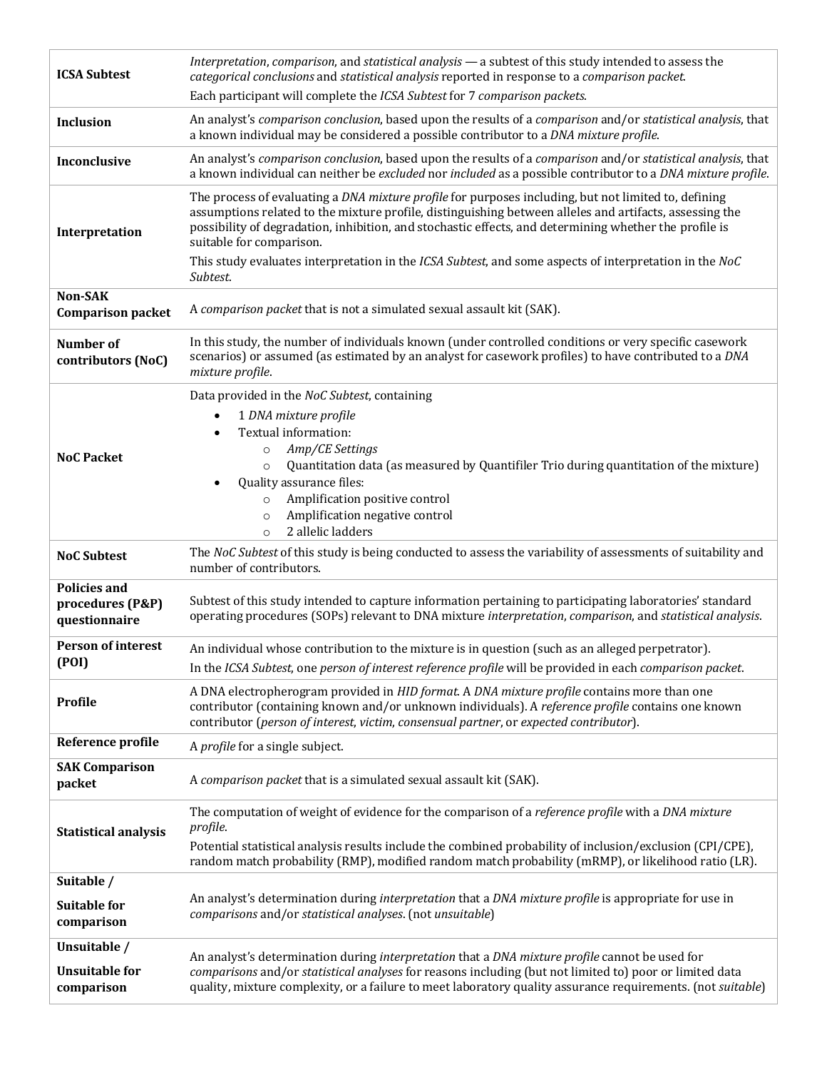| | |
|---|---|
| **ICSA Subtest** | *Interpretation*, *comparison*, and *statistical analysis* — a subtest of this study intended to assess the *categorical conclusions* and *statistical analysis* reported in response to a *comparison packet*.<br>Each participant will complete the *ICSA Subtest* for 7 *comparison packets*. |
| **Inclusion** | An analyst's *comparison conclusion*, based upon the results of a *comparison* and/or *statistical analysis*, that a known individual may be considered a possible contributor to a *DNA mixture profile*. |
| **Inconclusive** | An analyst's *comparison conclusion*, based upon the results of a *comparison* and/or *statistical analysis*, that a known individual can neither be *excluded* nor *included* as a possible contributor to a *DNA mixture profile*. |
| **Interpretation** | The process of evaluating a *DNA mixture profile* for purposes including, but not limited to, defining assumptions related to the mixture profile, distinguishing between alleles and artifacts, assessing the possibility of degradation, inhibition, and stochastic effects, and determining whether the profile is suitable for comparison.<br>This study evaluates interpretation in the *ICSA Subtest*, and some aspects of interpretation in the *NoC Subtest*. |
| **Non-SAK Comparison packet** | A *comparison packet* that is not a simulated sexual assault kit (SAK). |
| **Number of contributors (NoC)** | In this study, the number of individuals known (under controlled conditions or very specific casework scenarios) or assumed (as estimated by an analyst for casework profiles) to have contributed to a *DNA mixture profile*. |
| **NoC Packet** | Data provided in the *NoC Subtest*, containing<br>• 1 *DNA mixture profile*<br>• Textual information:<br>  ○ *Amp/CE Settings*<br>  ○ Quantitation data (as measured by Quantifiler Trio during quantitation of the mixture)<br>• Quality assurance files:<br>  ○ Amplification positive control<br>  ○ Amplification negative control<br>  ○ 2 allelic ladders |
| **NoC Subtest** | The *NoC Subtest* of this study is being conducted to assess the variability of assessments of suitability and number of contributors. |
| **Policies and procedures (P&P) questionnaire** | Subtest of this study intended to capture information pertaining to participating laboratories' standard operating procedures (SOPs) relevant to DNA mixture *interpretation*, *comparison*, and *statistical analysis*. |
| **Person of interest (POI)** | An individual whose contribution to the mixture is in question (such as an alleged perpetrator).<br>In the *ICSA Subtest*, one *person of interest reference profile* will be provided in each *comparison packet*. |
| **Profile** | A DNA electropherogram provided in *HID format*. A *DNA mixture profile* contains more than one contributor (containing known and/or unknown individuals). A *reference profile* contains one known contributor (*person of interest*, *victim*, *consensual partner*, or *expected contributor*). |
| **Reference profile** | A *profile* for a single subject. |
| **SAK Comparison packet** | A *comparison packet* that is a simulated sexual assault kit (SAK). |
| **Statistical analysis** | The computation of weight of evidence for the comparison of a *reference profile* with a *DNA mixture profile*.<br>Potential statistical analysis results include the combined probability of inclusion/exclusion (CPI/CPE), random match probability (RMP), modified random match probability (mRMP), or likelihood ratio (LR). |
| **Suitable / Suitable for comparison** | An analyst's determination during *interpretation* that a *DNA mixture profile* is appropriate for use in *comparisons* and/or *statistical analyses*. (not *unsuitable*) |
| **Unsuitable / Unsuitable for comparison** | An analyst's determination during *interpretation* that a *DNA mixture profile* cannot be used for *comparisons* and/or *statistical analyses* for reasons including (but not limited to) poor or limited data quality, mixture complexity, or a failure to meet laboratory quality assurance requirements. (not *suitable*) |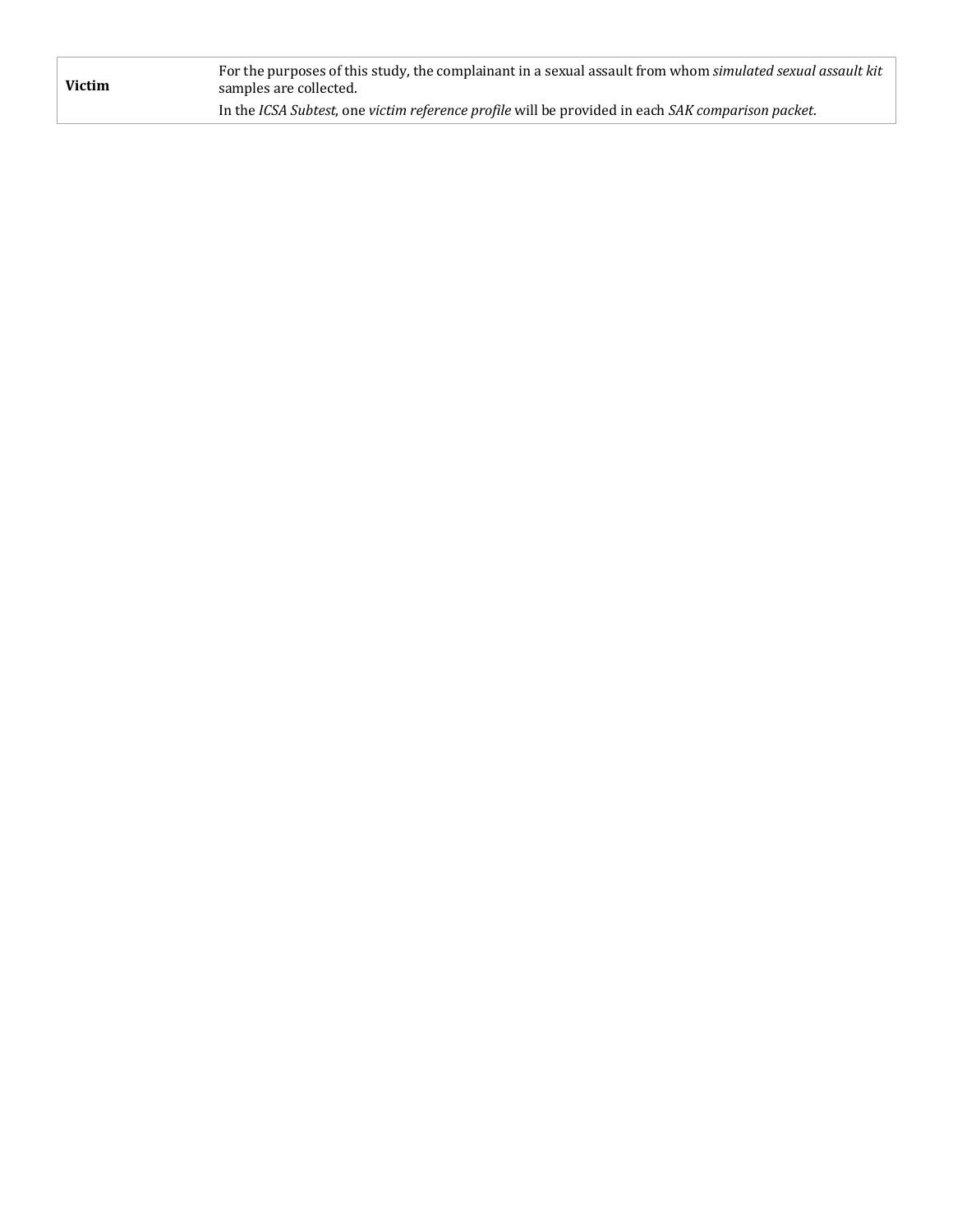| | |
|---|---|
| **Victim** | For the purposes of this study, the complainant in a sexual assault from whom *simulated sexual assault kit* samples are collected.<br>In the *ICSA Subtest*, one *victim reference profile* will be provided in each *SAK comparison packet*. |